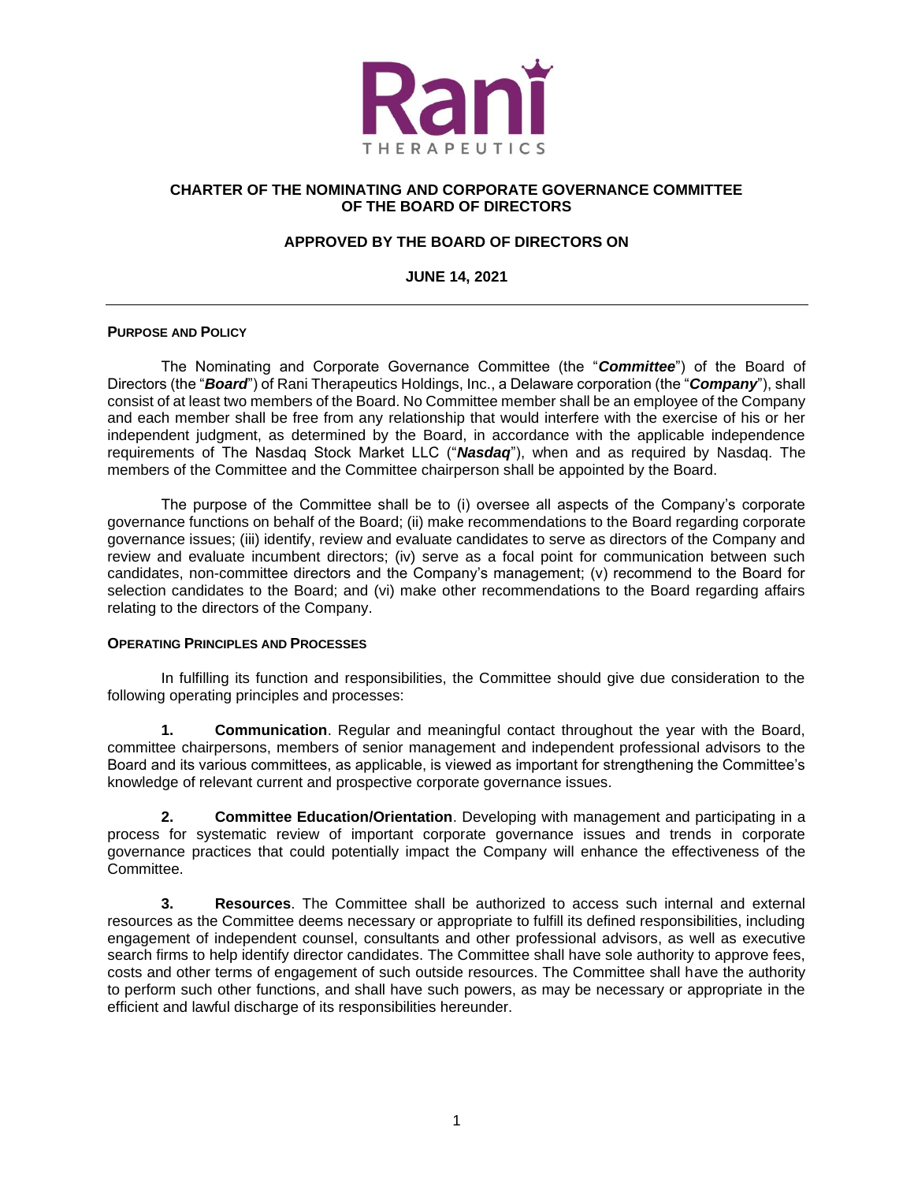# CHARTER OF THE NOMINATING AND CORPORATE GOVERNANCE COMMITTEE OF THE BOARD OF DIRECTORS

**APPROVED BY THE BOARD OF DIRECTORS ON**

**JUNE 14, 2021**

---

## PURPOSE AND POLICY

The Nominating and Corporate Governance Committee (the "***Committee***") of the Board of Directors (the "***Board***") of Rani Therapeutics Holdings, Inc., a Delaware corporation (the "***Company***"), shall consist of at least two members of the Board. No Committee member shall be an employee of the Company and each member shall be free from any relationship that would interfere with the exercise of his or her independent judgment, as determined by the Board, in accordance with the applicable independence requirements of The Nasdaq Stock Market LLC ("***Nasdaq***"), when and as required by Nasdaq. The members of the Committee and the Committee chairperson shall be appointed by the Board.

The purpose of the Committee shall be to (i) oversee all aspects of the Company's corporate governance functions on behalf of the Board; (ii) make recommendations to the Board regarding corporate governance issues; (iii) identify, review and evaluate candidates to serve as directors of the Company and review and evaluate incumbent directors; (iv) serve as a focal point for communication between such candidates, non-committee directors and the Company's management; (v) recommend to the Board for selection candidates to the Board; and (vi) make other recommendations to the Board regarding affairs relating to the directors of the Company.

## OPERATING PRINCIPLES AND PROCESSES

In fulfilling its function and responsibilities, the Committee should give due consideration to the following operating principles and processes:

**1. Communication**. Regular and meaningful contact throughout the year with the Board, committee chairpersons, members of senior management and independent professional advisors to the Board and its various committees, as applicable, is viewed as important for strengthening the Committee's knowledge of relevant current and prospective corporate governance issues.

**2. Committee Education/Orientation**. Developing with management and participating in a process for systematic review of important corporate governance issues and trends in corporate governance practices that could potentially impact the Company will enhance the effectiveness of the Committee.

**3. Resources**. The Committee shall be authorized to access such internal and external resources as the Committee deems necessary or appropriate to fulfill its defined responsibilities, including engagement of independent counsel, consultants and other professional advisors, as well as executive search firms to help identify director candidates. The Committee shall have sole authority to approve fees, costs and other terms of engagement of such outside resources. The Committee shall have the authority to perform such other functions, and shall have such powers, as may be necessary or appropriate in the efficient and lawful discharge of its responsibilities hereunder.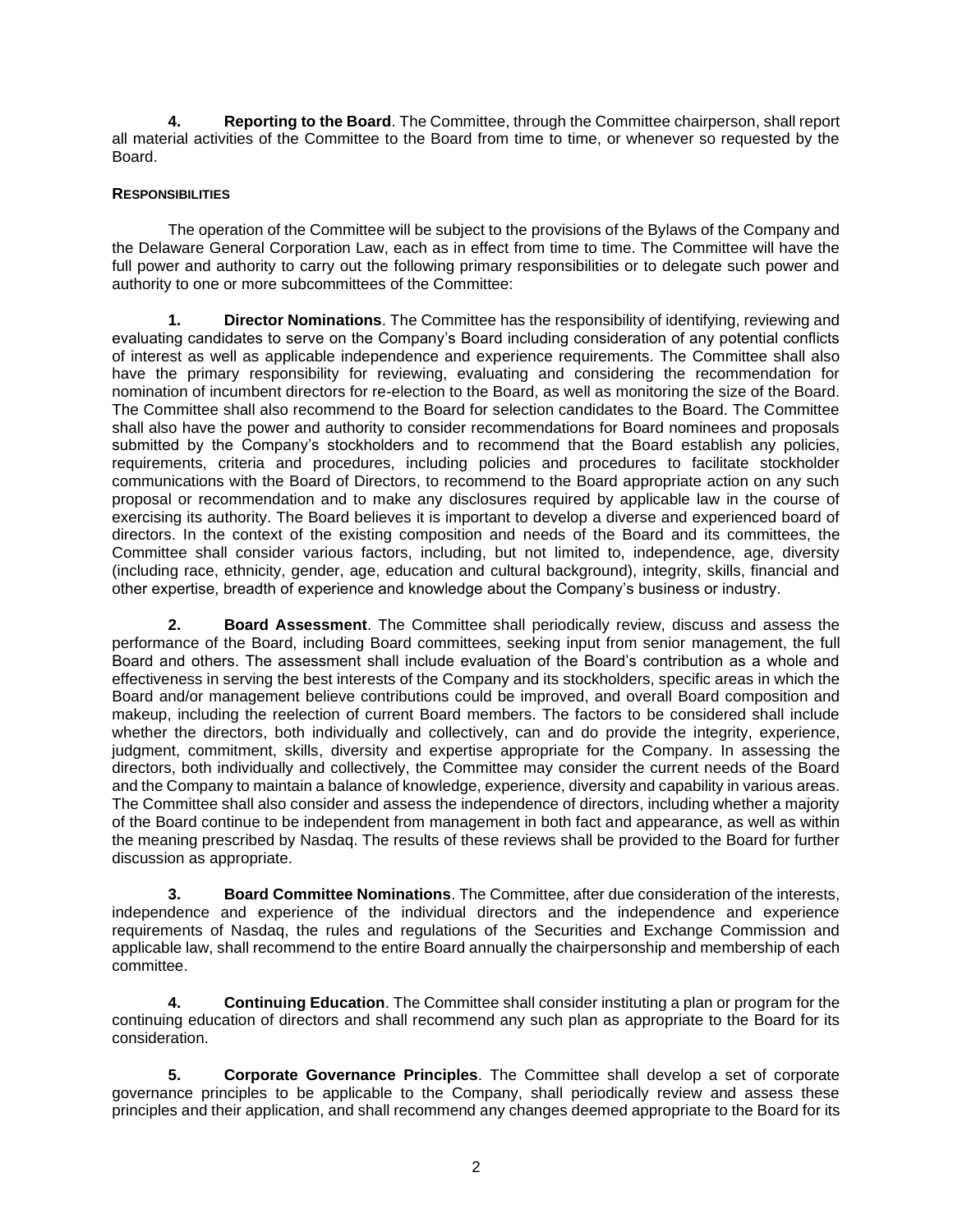**4. Reporting to the Board**. The Committee, through the Committee chairperson, shall report all material activities of the Committee to the Board from time to time, or whenever so requested by the Board.

**RESPONSIBILITIES**

The operation of the Committee will be subject to the provisions of the Bylaws of the Company and the Delaware General Corporation Law, each as in effect from time to time. The Committee will have the full power and authority to carry out the following primary responsibilities or to delegate such power and authority to one or more subcommittees of the Committee:

**1. Director Nominations**. The Committee has the responsibility of identifying, reviewing and evaluating candidates to serve on the Company's Board including consideration of any potential conflicts of interest as well as applicable independence and experience requirements. The Committee shall also have the primary responsibility for reviewing, evaluating and considering the recommendation for nomination of incumbent directors for re-election to the Board, as well as monitoring the size of the Board. The Committee shall also recommend to the Board for selection candidates to the Board. The Committee shall also have the power and authority to consider recommendations for Board nominees and proposals submitted by the Company's stockholders and to recommend that the Board establish any policies, requirements, criteria and procedures, including policies and procedures to facilitate stockholder communications with the Board of Directors, to recommend to the Board appropriate action on any such proposal or recommendation and to make any disclosures required by applicable law in the course of exercising its authority. The Board believes it is important to develop a diverse and experienced board of directors. In the context of the existing composition and needs of the Board and its committees, the Committee shall consider various factors, including, but not limited to, independence, age, diversity (including race, ethnicity, gender, age, education and cultural background), integrity, skills, financial and other expertise, breadth of experience and knowledge about the Company's business or industry.

**2. Board Assessment**. The Committee shall periodically review, discuss and assess the performance of the Board, including Board committees, seeking input from senior management, the full Board and others. The assessment shall include evaluation of the Board's contribution as a whole and effectiveness in serving the best interests of the Company and its stockholders, specific areas in which the Board and/or management believe contributions could be improved, and overall Board composition and makeup, including the reelection of current Board members. The factors to be considered shall include whether the directors, both individually and collectively, can and do provide the integrity, experience, judgment, commitment, skills, diversity and expertise appropriate for the Company. In assessing the directors, both individually and collectively, the Committee may consider the current needs of the Board and the Company to maintain a balance of knowledge, experience, diversity and capability in various areas. The Committee shall also consider and assess the independence of directors, including whether a majority of the Board continue to be independent from management in both fact and appearance, as well as within the meaning prescribed by Nasdaq. The results of these reviews shall be provided to the Board for further discussion as appropriate.

**3. Board Committee Nominations**. The Committee, after due consideration of the interests, independence and experience of the individual directors and the independence and experience requirements of Nasdaq, the rules and regulations of the Securities and Exchange Commission and applicable law, shall recommend to the entire Board annually the chairpersonship and membership of each committee.

**4. Continuing Education**. The Committee shall consider instituting a plan or program for the continuing education of directors and shall recommend any such plan as appropriate to the Board for its consideration.

**5. Corporate Governance Principles**. The Committee shall develop a set of corporate governance principles to be applicable to the Company, shall periodically review and assess these principles and their application, and shall recommend any changes deemed appropriate to the Board for its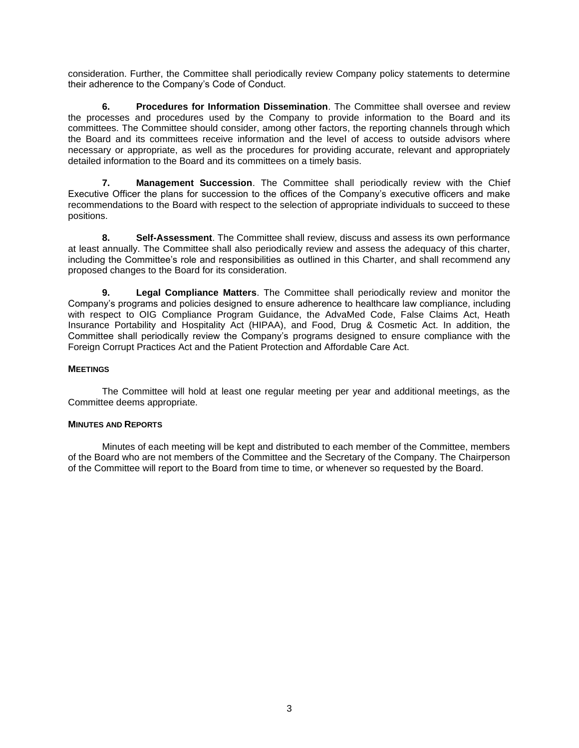consideration. Further, the Committee shall periodically review Company policy statements to determine their adherence to the Company's Code of Conduct.

**6. Procedures for Information Dissemination**. The Committee shall oversee and review the processes and procedures used by the Company to provide information to the Board and its committees. The Committee should consider, among other factors, the reporting channels through which the Board and its committees receive information and the level of access to outside advisors where necessary or appropriate, as well as the procedures for providing accurate, relevant and appropriately detailed information to the Board and its committees on a timely basis.

**7. Management Succession**. The Committee shall periodically review with the Chief Executive Officer the plans for succession to the offices of the Company's executive officers and make recommendations to the Board with respect to the selection of appropriate individuals to succeed to these positions.

**8. Self-Assessment**. The Committee shall review, discuss and assess its own performance at least annually. The Committee shall also periodically review and assess the adequacy of this charter, including the Committee's role and responsibilities as outlined in this Charter, and shall recommend any proposed changes to the Board for its consideration.

**9. Legal Compliance Matters**. The Committee shall periodically review and monitor the Company's programs and policies designed to ensure adherence to healthcare law compliance, including with respect to OIG Compliance Program Guidance, the AdvaMed Code, False Claims Act, Heath Insurance Portability and Hospitality Act (HIPAA), and Food, Drug & Cosmetic Act. In addition, the Committee shall periodically review the Company's programs designed to ensure compliance with the Foreign Corrupt Practices Act and the Patient Protection and Affordable Care Act.

**MEETINGS**

The Committee will hold at least one regular meeting per year and additional meetings, as the Committee deems appropriate.

**MINUTES AND REPORTS**

Minutes of each meeting will be kept and distributed to each member of the Committee, members of the Board who are not members of the Committee and the Secretary of the Company. The Chairperson of the Committee will report to the Board from time to time, or whenever so requested by the Board.